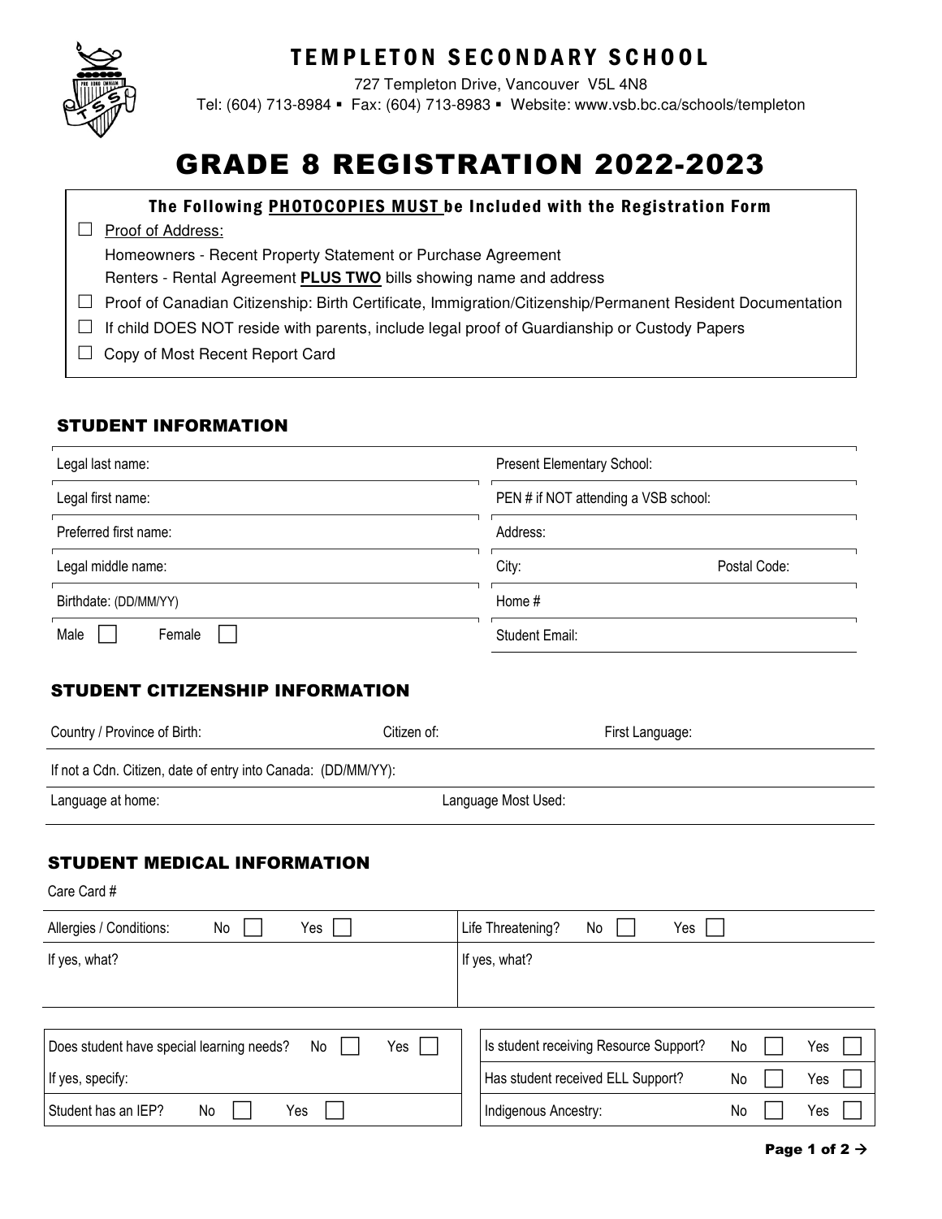# TEMPLETON SECONDARY SCHOOL

727 Templeton Drive, Vancouver V5L 4N8

Tel: (604) 713-8984 ▪ Fax: (604) 713-8983 ▪ Website: www.vsb.bc.ca/schools/templeton

# GRADE 8 REGISTRATION 2022-2023

**The Following PHOTOCOPIES MUST be Included with the Registration Form**

- ☐ Proof of Address:
  - Homeowners - Recent Property Statement or Purchase Agreement
  - Renters - Rental Agreement **PLUS TWO** bills showing name and address
- ☐ Proof of Canadian Citizenship: Birth Certificate, Immigration/Citizenship/Permanent Resident Documentation
- ☐ If child DOES NOT reside with parents, include legal proof of Guardianship or Custody Papers
- ☐ Copy of Most Recent Report Card

## STUDENT INFORMATION

| | |
|---|---|
| Legal last name: | Present Elementary School: |
| Legal first name: | PEN # if NOT attending a VSB school: |
| Preferred first name: | Address: |
| Legal middle name: | City: Postal Code: |
| Birthdate: (DD/MM/YY) | Home # |
| Male ☐ Female ☐ | Student Email: |

## STUDENT CITIZENSHIP INFORMATION

| | | |
|---|---|---|
| Country / Province of Birth: | Citizen of: | First Language: |
| If not a Cdn. Citizen, date of entry into Canada: (DD/MM/YY): | | |
| Language at home: | Language Most Used: | |

## STUDENT MEDICAL INFORMATION

Care Card #

| | |
|---|---|
| Allergies / Conditions: No ☐ Yes ☐ | Life Threatening? No ☐ Yes ☐ |
| If yes, what? | If yes, what? |

| | |
|---|---|
| Does student have special learning needs? No ☐ Yes ☐ | Is student receiving Resource Support? No ☐ Yes ☐ |
| If yes, specify: | Has student received ELL Support? No ☐ Yes ☐ |
| Student has an IEP? No ☐ Yes ☐ | Indigenous Ancestry: No ☐ Yes ☐ |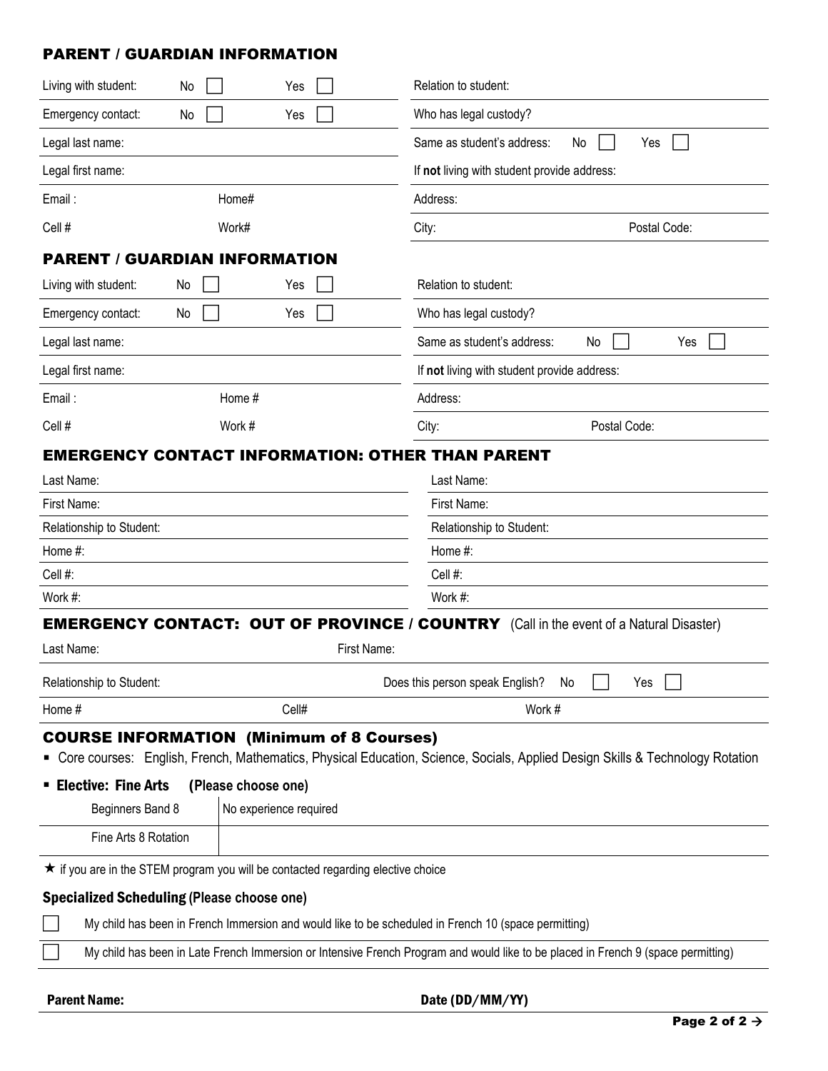## PARENT / GUARDIAN INFORMATION

| | |
|---|---|
| Living with student: No ☐ Yes ☐ | Relation to student: |
| Emergency contact: No ☐ Yes ☐ | Who has legal custody? |
| Legal last name: | Same as student's address: No ☐ Yes ☐ |
| Legal first name: | If **not** living with student provide address: |
| Email : Home# | Address: |
| Cell # Work# | City: Postal Code: |

## PARENT / GUARDIAN INFORMATION

| | |
|---|---|
| Living with student: No ☐ Yes ☐ | Relation to student: |
| Emergency contact: No ☐ Yes ☐ | Who has legal custody? |
| Legal last name: | Same as student's address: No ☐ Yes ☐ |
| Legal first name: | If **not** living with student provide address: |
| Email : Home # | Address: |
| Cell # Work # | City: Postal Code: |

## EMERGENCY CONTACT INFORMATION: OTHER THAN PARENT

| | |
|---|---|
| Last Name: | Last Name: |
| First Name: | First Name: |
| Relationship to Student: | Relationship to Student: |
| Home #: | Home #: |
| Cell #: | Cell #: |
| Work #: | Work #: |

## EMERGENCY CONTACT: OUT OF PROVINCE / COUNTRY (Call in the event of a Natural Disaster)

| | |
|---|---|
| Last Name: | First Name: |
| Relationship to Student: | Does this person speak English? No ☐ Yes ☐ |
| Home # Cell# | Work # |

## COURSE INFORMATION (Minimum of 8 Courses)

- Core courses: English, French, Mathematics, Physical Education, Science, Socials, Applied Design Skills & Technology Rotation
- **Elective: Fine Arts (Please choose one)**

| | |
|---|---|
| Beginners Band 8 | No experience required |
| Fine Arts 8 Rotation | |

★ if you are in the STEM program you will be contacted regarding elective choice

### Specialized Scheduling (Please choose one)

☐ My child has been in French Immersion and would like to be scheduled in French 10 (space permitting)

☐ My child has been in Late French Immersion or Intensive French Program and would like to be placed in French 9 (space permitting)

**Parent Name:** **Date (DD/MM/YY)**